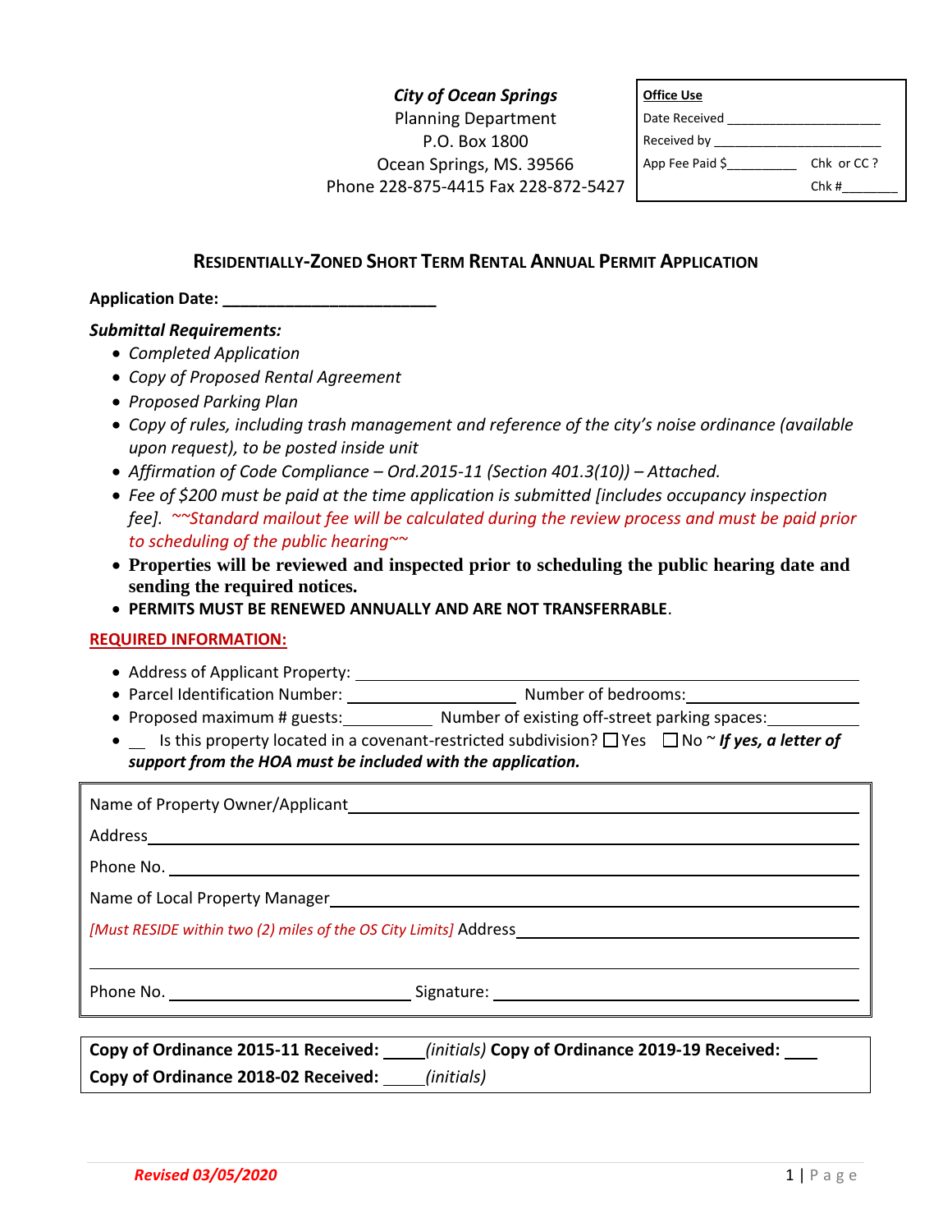***City of Ocean Springs***
Planning Department
P.O. Box 1800
Ocean Springs, MS. 39566
Phone 228-875-4415 Fax 228-872-5427

| **Office Use** | |
|---|---|
| Date Received ____________________ | |
| Received by ______________________ | |
| App Fee Paid $_________ | Chk or CC ? |
| | Chk #_______ |

## RESIDENTIALLY-ZONED SHORT TERM RENTAL ANNUAL PERMIT APPLICATION

**Application Date: ________________________**

***Submittal Requirements:***

- *Completed Application*
- *Copy of Proposed Rental Agreement*
- *Proposed Parking Plan*
- *Copy of rules, including trash management and reference of the city's noise ordinance (available upon request), to be posted inside unit*
- *Affirmation of Code Compliance – Ord.2015-11 (Section 401.3(10)) – Attached.*
- *Fee of $200 must be paid at the time application is submitted [includes occupancy inspection fee]. ~~Standard mailout fee will be calculated during the review process and must be paid prior to scheduling of the public hearing~~*
- **Properties will be reviewed and inspected prior to scheduling the public hearing date and sending the required notices.**
- **PERMITS MUST BE RENEWED ANNUALLY AND ARE NOT TRANSFERRABLE**.

**REQUIRED INFORMATION:**

- Address of Applicant Property: ________________________________________
- Parcel Identification Number: ____________________ Number of bedrooms: ____________________
- Proposed maximum # guests: __________ Number of existing off-street parking spaces: __________
- __ Is this property located in a covenant-restricted subdivision? ☐ Yes ☐ No ~ ***If yes, a letter of support from the HOA must be included with the application.***

Name of Property Owner/Applicant ________________________________________

Address ________________________________________

Phone No. ________________________________________

Name of Local Property Manager ________________________________________

*[Must RESIDE within two (2) miles of the OS City Limits]* Address ________________________________________

________________________________________

Phone No. ____________________ Signature: ____________________

**Copy of Ordinance 2015-11 Received:** ____*(initials)* **Copy of Ordinance 2019-19 Received:** ____

**Copy of Ordinance 2018-02 Received:** ____*(initials)*

***Revised 03/05/2020***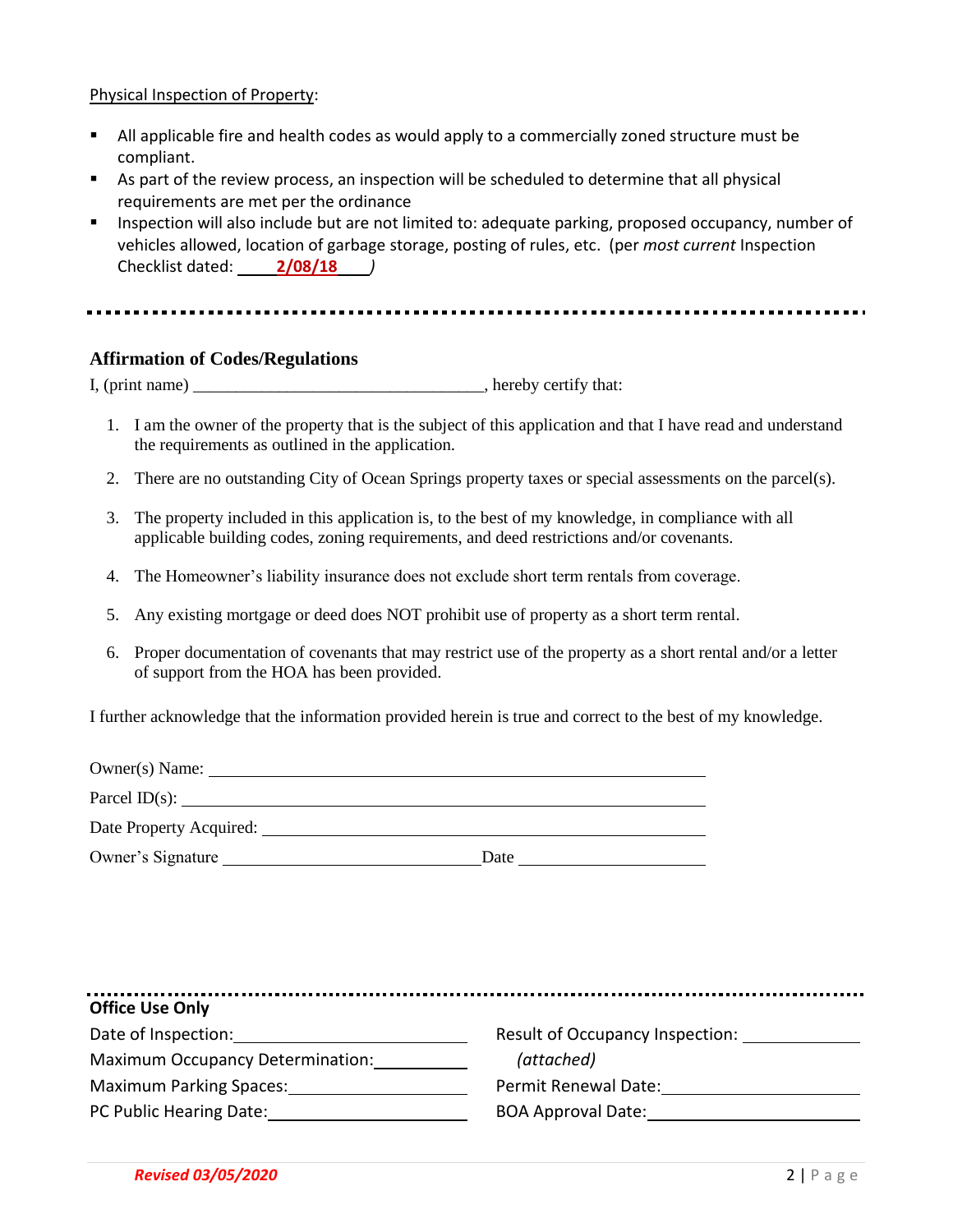Physical Inspection of Property:

- All applicable fire and health codes as would apply to a commercially zoned structure must be compliant.
- As part of the review process, an inspection will be scheduled to determine that all physical requirements are met per the ordinance
- Inspection will also include but are not limited to: adequate parking, proposed occupancy, number of vehicles allowed, location of garbage storage, posting of rules, etc. (per *most current* Inspection Checklist dated: ____**2/08/18**____*)*

---

## Affirmation of Codes/Regulations

I, (print name) ________________________________, hereby certify that:

1. I am the owner of the property that is the subject of this application and that I have read and understand the requirements as outlined in the application.
2. There are no outstanding City of Ocean Springs property taxes or special assessments on the parcel(s).
3. The property included in this application is, to the best of my knowledge, in compliance with all applicable building codes, zoning requirements, and deed restrictions and/or covenants.
4. The Homeowner's liability insurance does not exclude short term rentals from coverage.
5. Any existing mortgage or deed does NOT prohibit use of property as a short term rental.
6. Proper documentation of covenants that may restrict use of the property as a short rental and/or a letter of support from the HOA has been provided.

I further acknowledge that the information provided herein is true and correct to the best of my knowledge.

Owner(s) Name: ________________________________________

Parcel ID(s): ________________________________________

Date Property Acquired: ________________________________________

Owner's Signature ____________________________ Date ____________________

---

**Office Use Only**

| | |
|---|---|
| Date of Inspection: ____________________ | Result of Occupancy Inspection: ____________ *(attached)* |
| Maximum Occupancy Determination: __________ | Permit Renewal Date: ____________________ |
| Maximum Parking Spaces: ____________________ | BOA Approval Date: ____________________ |
| PC Public Hearing Date: ____________________ | |

***Revised 03/05/2020***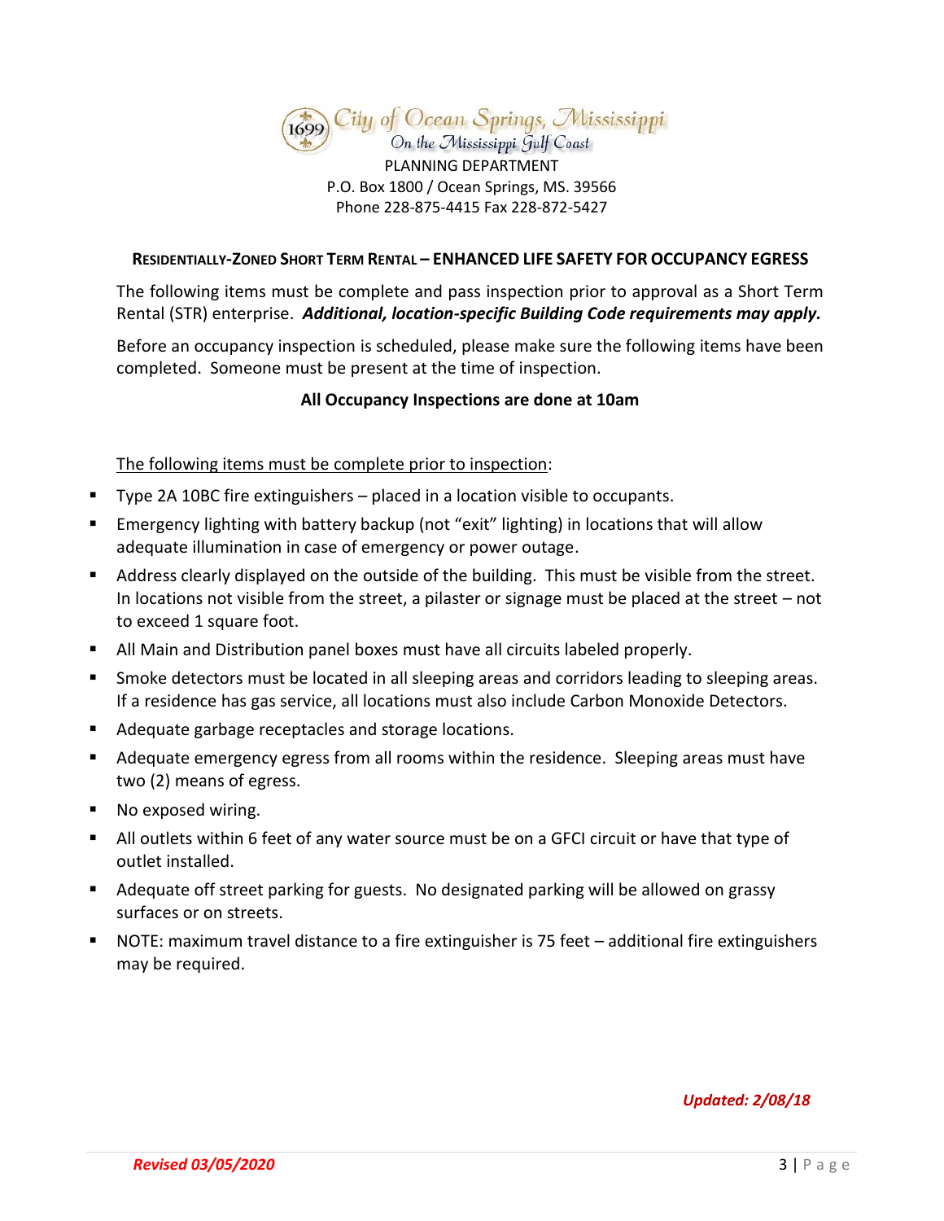City of Ocean Springs, Mississippi

*On the Mississippi Gulf Coast*

PLANNING DEPARTMENT
P.O. Box 1800 / Ocean Springs, MS. 39566
Phone 228-875-4415 Fax 228-872-5427

## RESIDENTIALLY-ZONED SHORT TERM RENTAL – ENHANCED LIFE SAFETY FOR OCCUPANCY EGRESS

The following items must be complete and pass inspection prior to approval as a Short Term Rental (STR) enterprise. ***Additional, location-specific Building Code requirements may apply.***

Before an occupancy inspection is scheduled, please make sure the following items have been completed. Someone must be present at the time of inspection.

**All Occupancy Inspections are done at 10am**

<u>The following items must be complete prior to inspection</u>:

- Type 2A 10BC fire extinguishers – placed in a location visible to occupants.
- Emergency lighting with battery backup (not "exit" lighting) in locations that will allow adequate illumination in case of emergency or power outage.
- Address clearly displayed on the outside of the building. This must be visible from the street. In locations not visible from the street, a pilaster or signage must be placed at the street – not to exceed 1 square foot.
- All Main and Distribution panel boxes must have all circuits labeled properly.
- Smoke detectors must be located in all sleeping areas and corridors leading to sleeping areas. If a residence has gas service, all locations must also include Carbon Monoxide Detectors.
- Adequate garbage receptacles and storage locations.
- Adequate emergency egress from all rooms within the residence. Sleeping areas must have two (2) means of egress.
- No exposed wiring.
- All outlets within 6 feet of any water source must be on a GFCI circuit or have that type of outlet installed.
- Adequate off street parking for guests. No designated parking will be allowed on grassy surfaces or on streets.
- NOTE: maximum travel distance to a fire extinguisher is 75 feet – additional fire extinguishers may be required.

***Updated: 2/08/18***

***Revised 03/05/2020***